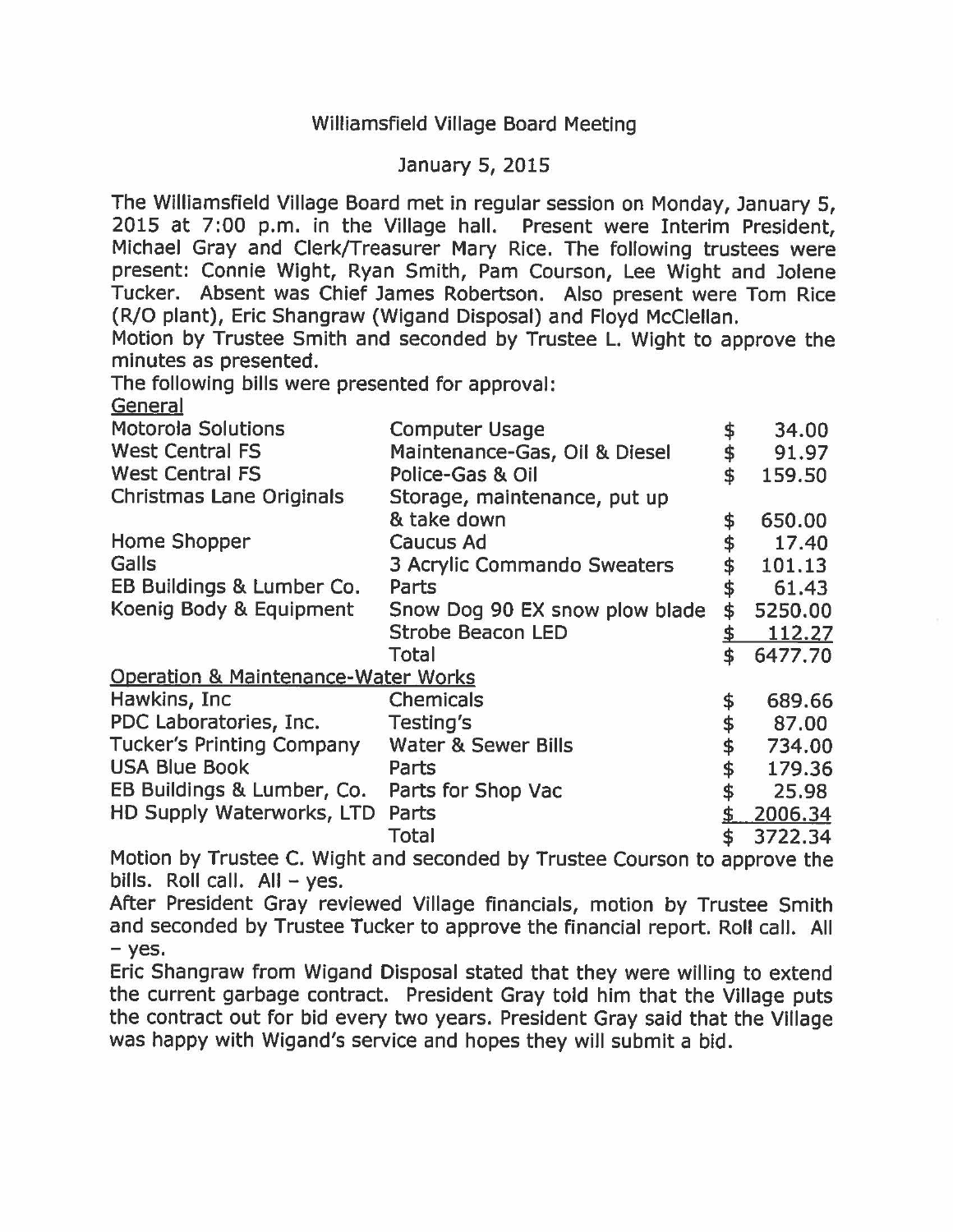# Williamsfield Village Board Meeting

January 5, 2015

The Williamsfield Village Board met in regular session on Monday, January 5, 2015 at 7:00 p.m. in the Village hall. Present were Interim President, Michael Gray and Clerk/Treasurer Mary Rice. The following trustees were present: Connie Wight, Ryan Smith, Pam Courson, Lee Wight and Jolene Tucker. Absent was Chief James Robertson. Also present were Tom Rice (R/O plant), Eric Shangraw (Wigand Disposal) and Floyd McClellan.

Motion by Trustee Smith and seconded by Trustee L. Wight to approve the minutes as presented.

The following bills were presented for approval:

<u>General</u>

| Vendor | Description | Amount |
|---|---|---|
| Motorola Solutions | Computer Usage | $ 34.00 |
| West Central FS | Maintenance-Gas, Oil & Diesel | $ 91.97 |
| West Central FS | Police-Gas & Oil | $ 159.50 |
| Christmas Lane Originals | Storage, maintenance, put up & take down | $ 650.00 |
| Home Shopper | Caucus Ad | $ 17.40 |
| Galls | 3 Acrylic Commando Sweaters | $ 101.13 |
| EB Buildings & Lumber Co. | Parts | $ 61.43 |
| Koenig Body & Equipment | Snow Dog 90 EX snow plow blade | $ 5250.00 |
| | Strobe Beacon LED | $ 112.27 |
| | Total | $ 6477.70 |

<u>Operation & Maintenance-Water Works</u>

| Vendor | Description | Amount |
|---|---|---|
| Hawkins, Inc | Chemicals | $ 689.66 |
| PDC Laboratories, Inc. | Testing's | $ 87.00 |
| Tucker's Printing Company | Water & Sewer Bills | $ 734.00 |
| USA Blue Book | Parts | $ 179.36 |
| EB Buildings & Lumber, Co. | Parts for Shop Vac | $ 25.98 |
| HD Supply Waterworks, LTD | Parts | $ 2006.34 |
| | Total | $ 3722.34 |

Motion by Trustee C. Wight and seconded by Trustee Courson to approve the bills. Roll call. All – yes.

After President Gray reviewed Village financials, motion by Trustee Smith and seconded by Trustee Tucker to approve the financial report. Roll call. All – yes.

Eric Shangraw from Wigand Disposal stated that they were willing to extend the current garbage contract. President Gray told him that the Village puts the contract out for bid every two years. President Gray said that the Village was happy with Wigand's service and hopes they will submit a bid.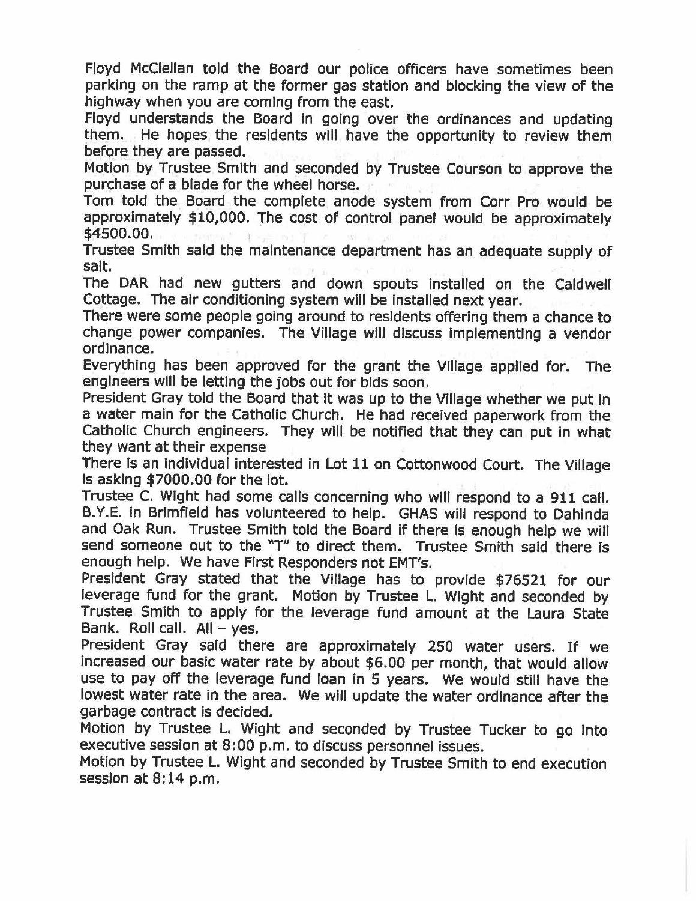Floyd McClellan told the Board our police officers have sometimes been parking on the ramp at the former gas station and blocking the view of the highway when you are coming from the east.

Floyd understands the Board in going over the ordinances and updating them. He hopes the residents will have the opportunity to review them before they are passed.

Motion by Trustee Smith and seconded by Trustee Courson to approve the purchase of a blade for the wheel horse.

Tom told the Board the complete anode system from Corr Pro would be approximately $10,000. The cost of control panel would be approximately $4500.00.

Trustee Smith said the maintenance department has an adequate supply of salt.

The DAR had new gutters and down spouts installed on the Caldwell Cottage. The air conditioning system will be installed next year.

There were some people going around to residents offering them a chance to change power companies. The Village will discuss implementing a vendor ordinance.

Everything has been approved for the grant the Village applied for. The engineers will be letting the jobs out for bids soon.

President Gray told the Board that it was up to the Village whether we put in a water main for the Catholic Church. He had received paperwork from the Catholic Church engineers. They will be notified that they can put in what they want at their expense

There is an individual interested in Lot 11 on Cottonwood Court. The Village is asking $7000.00 for the lot.

Trustee C. Wight had some calls concerning who will respond to a 911 call. B.Y.E. in Brimfield has volunteered to help. GHAS will respond to Dahinda and Oak Run. Trustee Smith told the Board if there is enough help we will send someone out to the "T" to direct them. Trustee Smith said there is enough help. We have First Responders not EMT's.

President Gray stated that the Village has to provide $76521 for our leverage fund for the grant. Motion by Trustee L. Wight and seconded by Trustee Smith to apply for the leverage fund amount at the Laura State Bank. Roll call. All – yes.

President Gray said there are approximately 250 water users. If we increased our basic water rate by about $6.00 per month, that would allow use to pay off the leverage fund loan in 5 years. We would still have the lowest water rate in the area. We will update the water ordinance after the garbage contract is decided.

Motion by Trustee L. Wight and seconded by Trustee Tucker to go into executive session at 8:00 p.m. to discuss personnel issues.

Motion by Trustee L. Wight and seconded by Trustee Smith to end execution session at 8:14 p.m.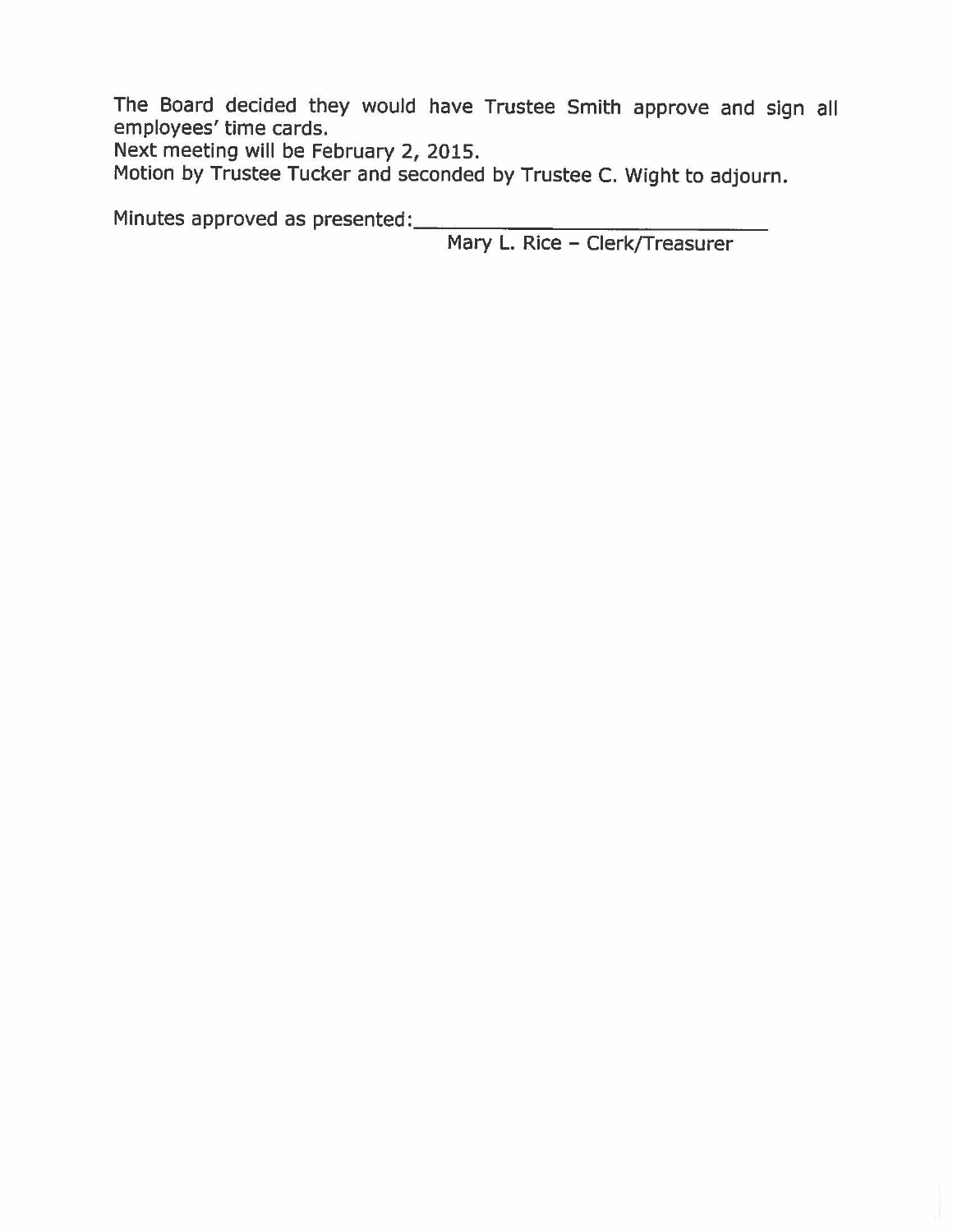The Board decided they would have Trustee Smith approve and sign all employees' time cards.

Next meeting will be February 2, 2015.

Motion by Trustee Tucker and seconded by Trustee C. Wight to adjourn.

Minutes approved as presented:\_\_\_\_\_\_\_\_\_\_\_\_\_\_\_\_\_\_\_\_\_\_\_\_\_\_\_\_\_\_\_\_

Mary L. Rice – Clerk/Treasurer